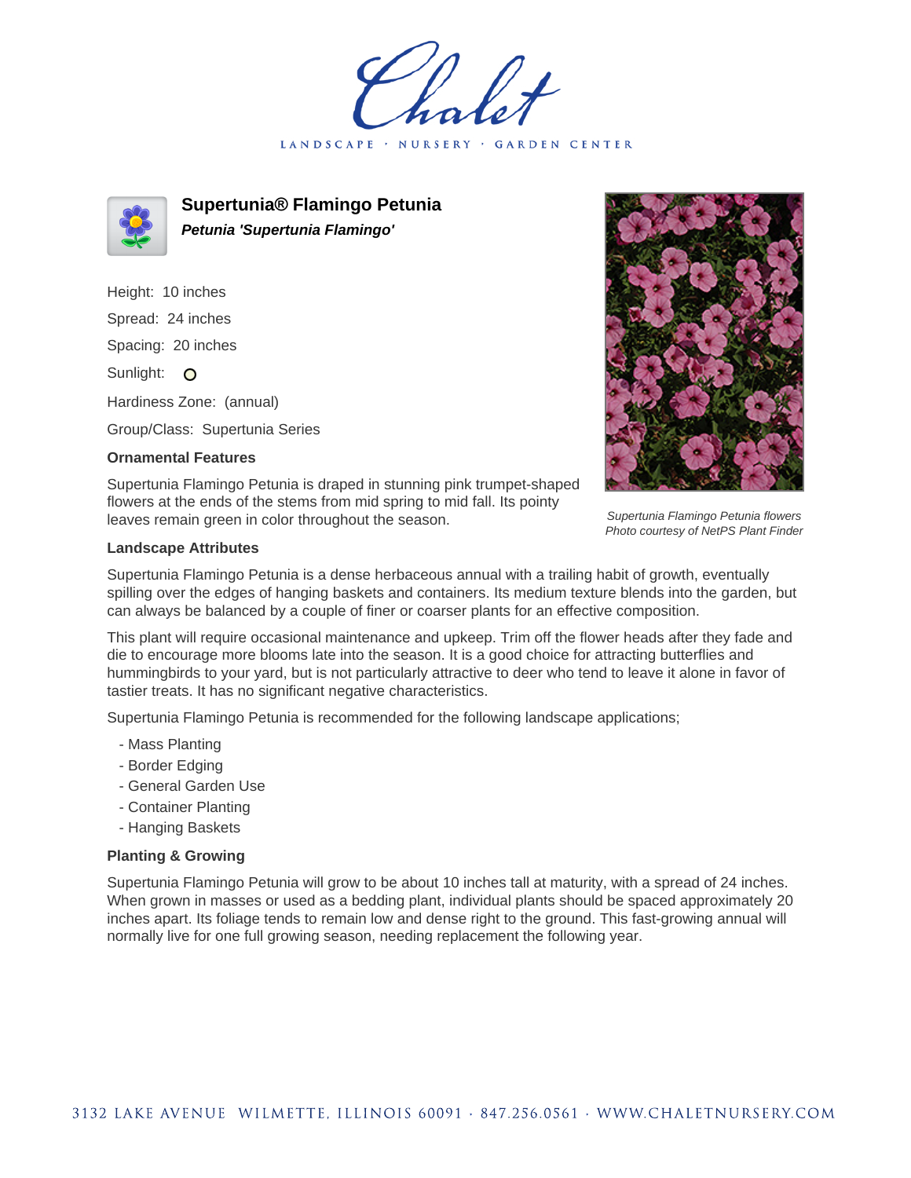Chalet

LANDSCAPE · NURSERY · GARDEN CENTER

# Supertunia® Flamingo Petunia

***Petunia 'Supertunia Flamingo'***

Height: 10 inches

Spread: 24 inches

Spacing: 20 inches

Sunlight:

Hardiness Zone: (annual)

Group/Class: Supertunia Series

### Ornamental Features

Supertunia Flamingo Petunia is draped in stunning pink trumpet-shaped flowers at the ends of the stems from mid spring to mid fall. Its pointy leaves remain green in color throughout the season.

*Supertunia Flamingo Petunia flowers*
*Photo courtesy of NetPS Plant Finder*

### Landscape Attributes

Supertunia Flamingo Petunia is a dense herbaceous annual with a trailing habit of growth, eventually spilling over the edges of hanging baskets and containers. Its medium texture blends into the garden, but can always be balanced by a couple of finer or coarser plants for an effective composition.

This plant will require occasional maintenance and upkeep. Trim off the flower heads after they fade and die to encourage more blooms late into the season. It is a good choice for attracting butterflies and hummingbirds to your yard, but is not particularly attractive to deer who tend to leave it alone in favor of tastier treats. It has no significant negative characteristics.

Supertunia Flamingo Petunia is recommended for the following landscape applications;

- Mass Planting
- Border Edging
- General Garden Use
- Container Planting
- Hanging Baskets

### Planting & Growing

Supertunia Flamingo Petunia will grow to be about 10 inches tall at maturity, with a spread of 24 inches. When grown in masses or used as a bedding plant, individual plants should be spaced approximately 20 inches apart. Its foliage tends to remain low and dense right to the ground. This fast-growing annual will normally live for one full growing season, needing replacement the following year.

3132 LAKE AVENUE WILMETTE, ILLINOIS 60091 · 847.256.0561 · WWW.CHALETNURSERY.COM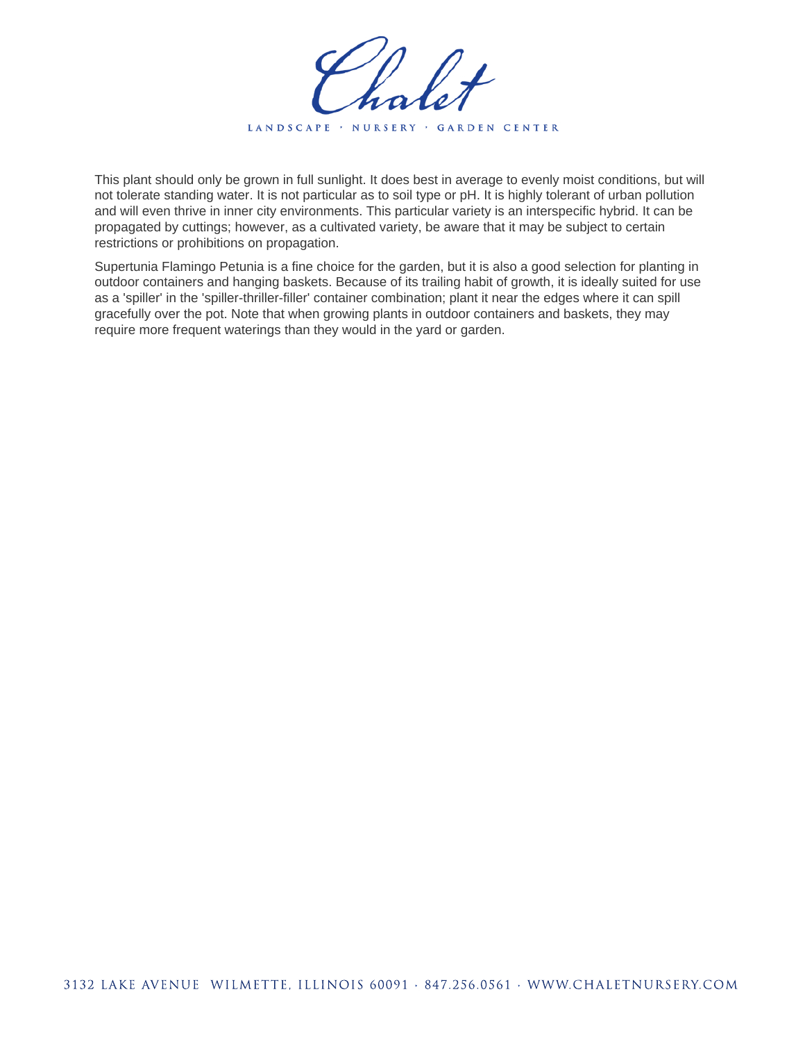This plant should only be grown in full sunlight. It does best in average to evenly moist conditions, but will not tolerate standing water. It is not particular as to soil type or pH. It is highly tolerant of urban pollution and will even thrive in inner city environments. This particular variety is an interspecific hybrid. It can be propagated by cuttings; however, as a cultivated variety, be aware that it may be subject to certain restrictions or prohibitions on propagation.

Supertunia Flamingo Petunia is a fine choice for the garden, but it is also a good selection for planting in outdoor containers and hanging baskets. Because of its trailing habit of growth, it is ideally suited for use as a 'spiller' in the 'spiller-thriller-filler' container combination; plant it near the edges where it can spill gracefully over the pot. Note that when growing plants in outdoor containers and baskets, they may require more frequent waterings than they would in the yard or garden.